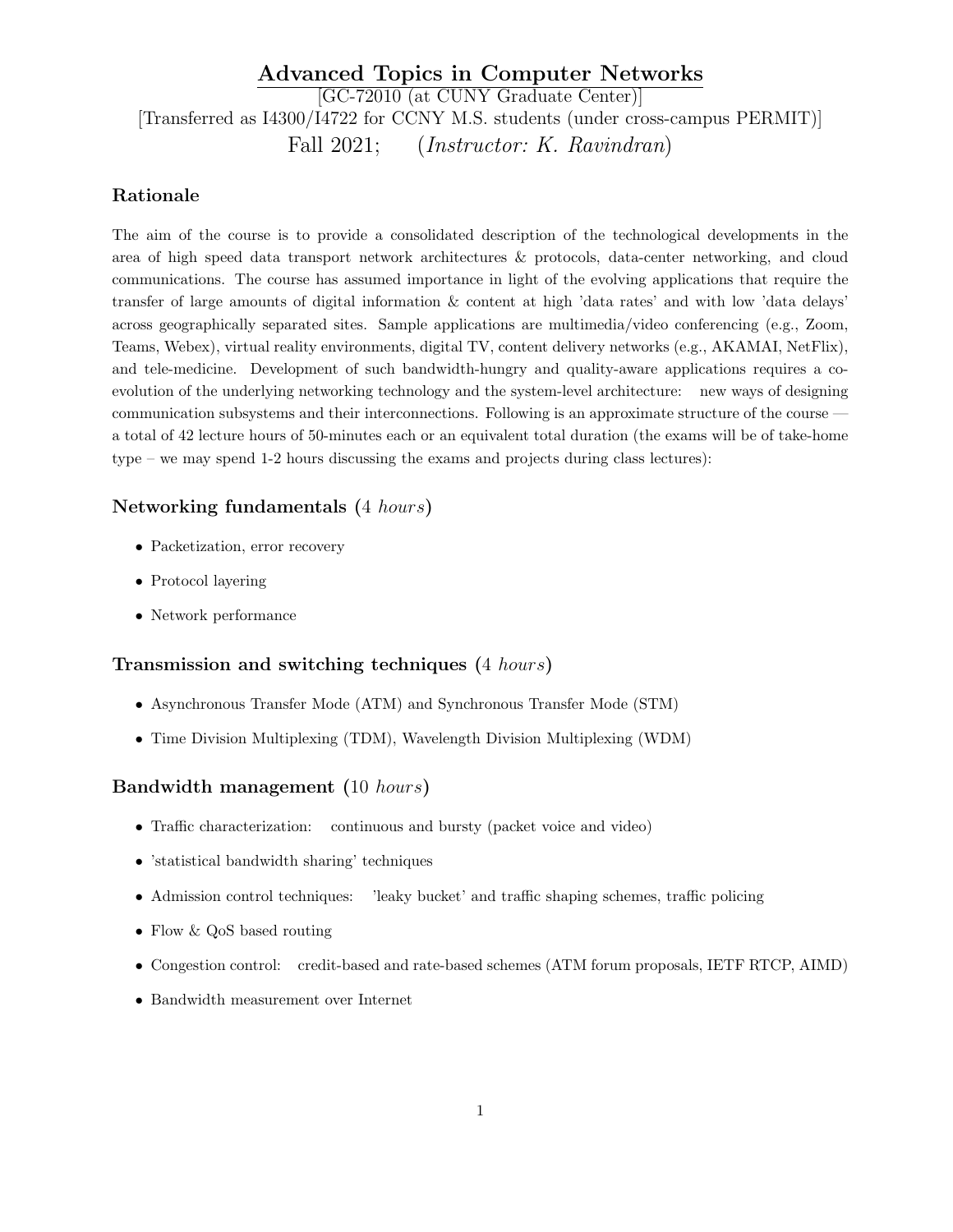# Advanced Topics in Computer Networks

[GC-72010 (at CUNY Graduate Center)]
[Transferred as I4300/I4722 for CCNY M.S. students (under cross-campus PERMIT)]
Fall 2021; (*Instructor: K. Ravindran*)

## Rationale

The aim of the course is to provide a consolidated description of the technological developments in the area of high speed data transport network architectures & protocols, data-center networking, and cloud communications. The course has assumed importance in light of the evolving applications that require the transfer of large amounts of digital information & content at high 'data rates' and with low 'data delays' across geographically separated sites. Sample applications are multimedia/video conferencing (e.g., Zoom, Teams, Webex), virtual reality environments, digital TV, content delivery networks (e.g., AKAMAI, NetFlix), and tele-medicine. Development of such bandwidth-hungry and quality-aware applications requires a co-evolution of the underlying networking technology and the system-level architecture: new ways of designing communication subsystems and their interconnections. Following is an approximate structure of the course — a total of 42 lecture hours of 50-minutes each or an equivalent total duration (the exams will be of take-home type – we may spend 1-2 hours discussing the exams and projects during class lectures):

## Networking fundamentals (4 *hours*)

- Packetization, error recovery
- Protocol layering
- Network performance

## Transmission and switching techniques (4 *hours*)

- Asynchronous Transfer Mode (ATM) and Synchronous Transfer Mode (STM)
- Time Division Multiplexing (TDM), Wavelength Division Multiplexing (WDM)

## Bandwidth management (10 *hours*)

- Traffic characterization: continuous and bursty (packet voice and video)
- 'statistical bandwidth sharing' techniques
- Admission control techniques: 'leaky bucket' and traffic shaping schemes, traffic policing
- Flow & QoS based routing
- Congestion control: credit-based and rate-based schemes (ATM forum proposals, IETF RTCP, AIMD)
- Bandwidth measurement over Internet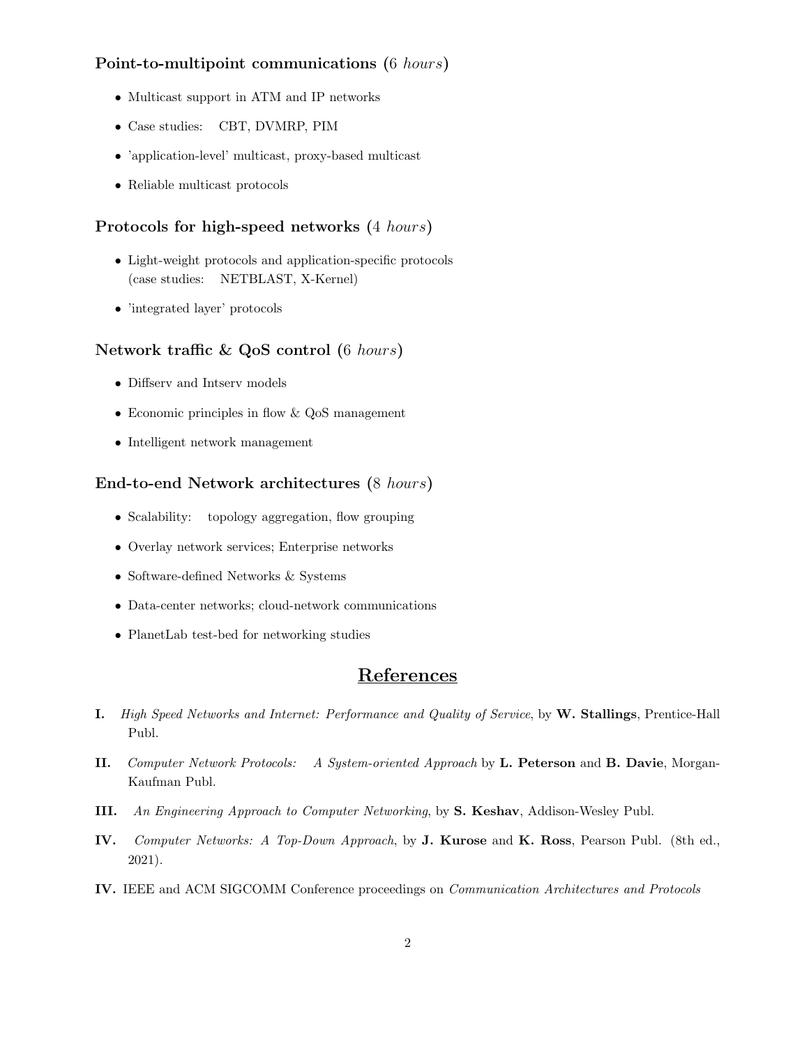### Point-to-multipoint communications (6 *hours*)

- Multicast support in ATM and IP networks
- Case studies: CBT, DVMRP, PIM
- 'application-level' multicast, proxy-based multicast
- Reliable multicast protocols

### Protocols for high-speed networks (4 *hours*)

- Light-weight protocols and application-specific protocols (case studies: NETBLAST, X-Kernel)
- 'integrated layer' protocols

### Network traffic & QoS control (6 *hours*)

- Diffserv and Intserv models
- Economic principles in flow & QoS management
- Intelligent network management

### End-to-end Network architectures (8 *hours*)

- Scalability: topology aggregation, flow grouping
- Overlay network services; Enterprise networks
- Software-defined Networks & Systems
- Data-center networks; cloud-network communications
- PlanetLab test-bed for networking studies

## References

**I.** *High Speed Networks and Internet: Performance and Quality of Service*, by **W. Stallings**, Prentice-Hall Publ.

**II.** *Computer Network Protocols: A System-oriented Approach* by **L. Peterson** and **B. Davie**, Morgan-Kaufman Publ.

**III.** *An Engineering Approach to Computer Networking*, by **S. Keshav**, Addison-Wesley Publ.

**IV.** *Computer Networks: A Top-Down Approach*, by **J. Kurose** and **K. Ross**, Pearson Publ. (8th ed., 2021).

**IV.** IEEE and ACM SIGCOMM Conference proceedings on *Communication Architectures and Protocols*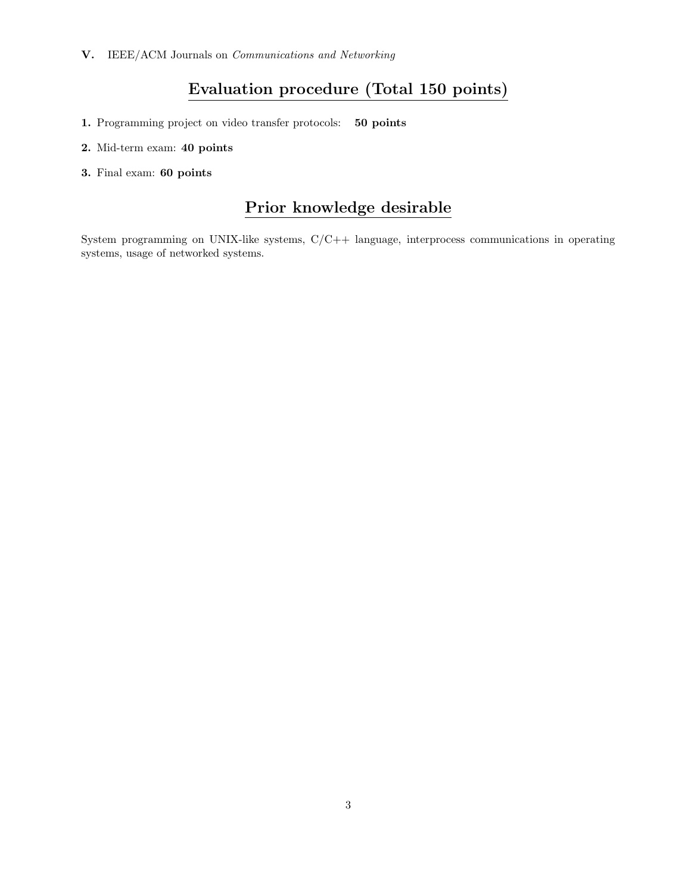**V.** IEEE/ACM Journals on *Communications and Networking*

## Evaluation procedure (Total 150 points)

**1.** Programming project on video transfer protocols: **50 points**

**2.** Mid-term exam: **40 points**

**3.** Final exam: **60 points**

## Prior knowledge desirable

System programming on UNIX-like systems, C/C++ language, interprocess communications in operating systems, usage of networked systems.